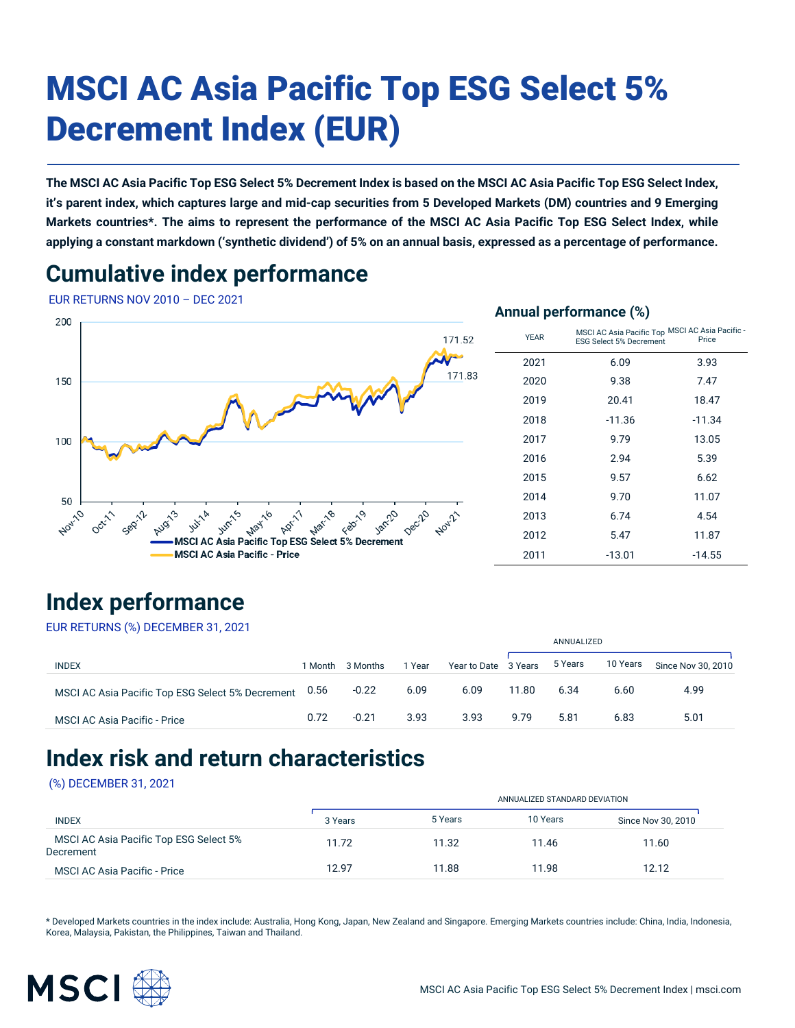# MSCI AC Asia Pacific Top ESG Select 5% Decrement Index (EUR)

**The MSCI AC Asia Pacific Top ESG Select 5% Decrement Index is based on the MSCI AC Asia Pacific Top ESG Select Index, it's parent index, which captures large and mid-cap securities from 5 Developed Markets (DM) countries and 9 Emerging Markets countries*. The aims to represent the performance of the MSCI AC Asia Pacific Top ESG Select Index, while applying a constant markdown ('synthetic dividend') of 5% on an annual basis, expressed as a percentage of performance.**

## Cumulative index performance

EUR RETURNS NOV 2010 – DEC 2021

171.52

171.83

MSCI AC Asia Pacific Top ESG Select 5% Decrement

MSCI AC Asia Pacific - Price

### Annual performance (%)

| YEAR | MSCI AC Asia Pacific Top ESG Select 5% Decrement | MSCI AC Asia Pacific - Price |
|---|---|---|
| 2021 | 6.09 | 3.93 |
| 2020 | 9.38 | 7.47 |
| 2019 | 20.41 | 18.47 |
| 2018 | -11.36 | -11.34 |
| 2017 | 9.79 | 13.05 |
| 2016 | 2.94 | 5.39 |
| 2015 | 9.57 | 6.62 |
| 2014 | 9.70 | 11.07 |
| 2013 | 6.74 | 4.54 |
| 2012 | 5.47 | 11.87 |
| 2011 | -13.01 | -14.55 |

## Index performance

EUR RETURNS (%) DECEMBER 31, 2021

| | | | | | ANNUALIZED | | | |
|---|---|---|---|---|---|---|---|---|
| INDEX | 1 Month | 3 Months | 1 Year | Year to Date | 3 Years | 5 Years | 10 Years | Since Nov 30, 2010 |
| MSCI AC Asia Pacific Top ESG Select 5% Decrement | 0.56 | -0.22 | 6.09 | 6.09 | 11.80 | 6.34 | 6.60 | 4.99 |
| MSCI AC Asia Pacific - Price | 0.72 | -0.21 | 3.93 | 3.93 | 9.79 | 5.81 | 6.83 | 5.01 |

## Index risk and return characteristics

(%) DECEMBER 31, 2021

| | ANNUALIZED STANDARD DEVIATION | | | |
|---|---|---|---|---|
| INDEX | 3 Years | 5 Years | 10 Years | Since Nov 30, 2010 |
| MSCI AC Asia Pacific Top ESG Select 5% Decrement | 11.72 | 11.32 | 11.46 | 11.60 |
| MSCI AC Asia Pacific - Price | 12.97 | 11.88 | 11.98 | 12.12 |

* Developed Markets countries in the index include: Australia, Hong Kong, Japan, New Zealand and Singapore. Emerging Markets countries include: China, India, Indonesia, Korea, Malaysia, Pakistan, the Philippines, Taiwan and Thailand.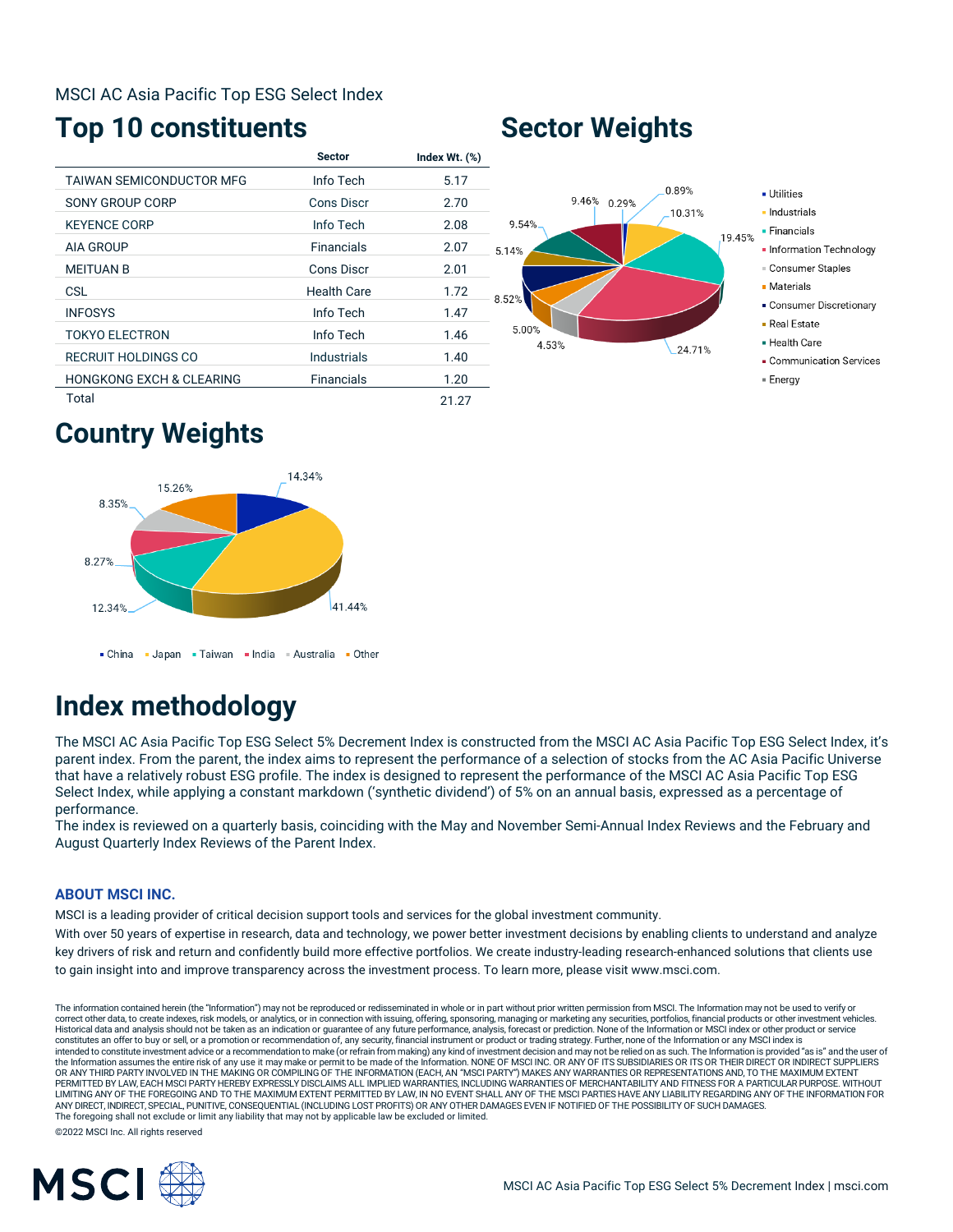MSCI AC Asia Pacific Top ESG Select Index

## Top 10 constituents

| | Sector | Index Wt. (%) |
|---|---|---|
| TAIWAN SEMICONDUCTOR MFG | Info Tech | 5.17 |
| SONY GROUP CORP | Cons Discr | 2.70 |
| KEYENCE CORP | Info Tech | 2.08 |
| AIA GROUP | Financials | 2.07 |
| MEITUAN B | Cons Discr | 2.01 |
| CSL | Health Care | 1.72 |
| INFOSYS | Info Tech | 1.47 |
| TOKYO ELECTRON | Info Tech | 1.46 |
| RECRUIT HOLDINGS CO | Industrials | 1.40 |
| HONGKONG EXCH & CLEARING | Financials | 1.20 |
| Total | | 21.27 |

## Sector Weights

0.89%
10.31%
19.45%
24.71%
4.53%
5.00%
8.52%
5.14%
9.54%
9.46%
0.29%

- Utilities
- Industrials
- Financials
- Information Technology
- Consumer Staples
- Materials
- Consumer Discretionary
- Real Estate
- Health Care
- Communication Services
- Energy

## Country Weights

14.34%
41.44%
12.34%
8.27%
8.35%
15.26%

- China
- Japan
- Taiwan
- India
- Australia
- Other

## Index methodology

The MSCI AC Asia Pacific Top ESG Select 5% Decrement Index is constructed from the MSCI AC Asia Pacific Top ESG Select Index, it's parent index. From the parent, the index aims to represent the performance of a selection of stocks from the AC Asia Pacific Universe that have a relatively robust ESG profile. The index is designed to represent the performance of the MSCI AC Asia Pacific Top ESG Select Index, while applying a constant markdown ('synthetic dividend') of 5% on an annual basis, expressed as a percentage of performance.
The index is reviewed on a quarterly basis, coinciding with the May and November Semi-Annual Index Reviews and the February and August Quarterly Index Reviews of the Parent Index.

### ABOUT MSCI INC.

MSCI is a leading provider of critical decision support tools and services for the global investment community.

With over 50 years of expertise in research, data and technology, we power better investment decisions by enabling clients to understand and analyze key drivers of risk and return and confidently build more effective portfolios. We create industry-leading research-enhanced solutions that clients use to gain insight into and improve transparency across the investment process. To learn more, please visit www.msci.com.

The information contained herein (the "Information") may not be reproduced or redisseminated in whole or in part without prior written permission from MSCI. The Information may not be used to verify or correct other data, to create indexes, risk models, or analytics, or in connection with issuing, offering, sponsoring, managing or marketing any securities, portfolios, financial products or other investment vehicles. Historical data and analysis should not be taken as an indication or guarantee of any future performance, analysis, forecast or prediction. None of the Information or MSCI index or other product or service constitutes an offer to buy or sell, or a promotion or recommendation of, any security, financial instrument or product or trading strategy. Further, none of the Information or any MSCI index is intended to constitute investment advice or a recommendation to make (or refrain from making) any kind of investment decision and may not be relied on as such. The Information is provided "as is" and the user of the Information assumes the entire risk of any use it may make or permit to be made of the Information. NONE OF MSCI INC. OR ANY OF ITS SUBSIDIARIES OR ITS OR THEIR DIRECT OR INDIRECT SUPPLIERS OR ANY THIRD PARTY INVOLVED IN THE MAKING OR COMPILING OF THE INFORMATION (EACH, AN "MSCI PARTY") MAKES ANY WARRANTIES OR REPRESENTATIONS AND, TO THE MAXIMUM EXTENT PERMITTED BY LAW, EACH MSCI PARTY HEREBY EXPRESSLY DISCLAIMS ALL IMPLIED WARRANTIES, INCLUDING WARRANTIES OF MERCHANTABILITY AND FITNESS FOR A PARTICULAR PURPOSE. WITHOUT LIMITING ANY OF THE FOREGOING AND TO THE MAXIMUM EXTENT PERMITTED BY LAW, IN NO EVENT SHALL ANY OF THE MSCI PARTIES HAVE ANY LIABILITY REGARDING ANY OF THE INFORMATION FOR ANY DIRECT, INDIRECT, SPECIAL, PUNITIVE, CONSEQUENTIAL (INCLUDING LOST PROFITS) OR ANY OTHER DAMAGES EVEN IF NOTIFIED OF THE POSSIBILITY OF SUCH DAMAGES. The foregoing shall not exclude or limit any liability that may not by applicable law be excluded or limited.

©2022 MSCI Inc. All rights reserved